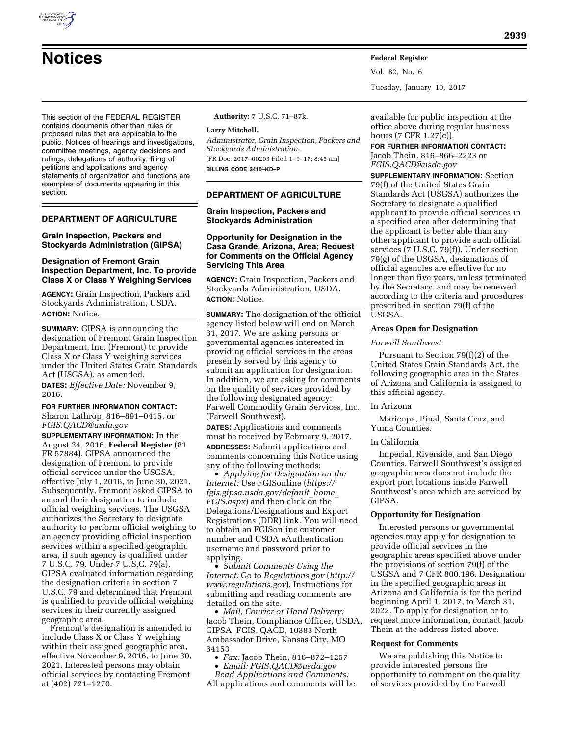# Notices

This section of the FEDERAL REGISTER contains documents other than rules or proposed rules that are applicable to the public. Notices of hearings and investigations, committee meetings, agency decisions and rulings, delegations of authority, filing of petitions and applications and agency statements of organization and functions are examples of documents appearing in this section.

## DEPARTMENT OF AGRICULTURE

### Grain Inspection, Packers and Stockyards Administration (GIPSA)

### Designation of Fremont Grain Inspection Department, Inc. To provide Class X or Class Y Weighing Services

**AGENCY:** Grain Inspection, Packers and Stockyards Administration, USDA.

**ACTION:** Notice.

**SUMMARY:** GIPSA is announcing the designation of Fremont Grain Inspection Department, Inc. (Fremont) to provide Class X or Class Y weighing services under the United States Grain Standards Act (USGSA), as amended.

**DATES:** *Effective Date:* November 9, 2016.

**FOR FURTHER INFORMATION CONTACT:** Sharon Lathrop, 816–891–0415, or *FGIS.QACD@usda.gov*.

**SUPPLEMENTARY INFORMATION:** In the August 24, 2016, **Federal Register** (81 FR 57884), GIPSA announced the designation of Fremont to provide official services under the USGSA, effective July 1, 2016, to June 30, 2021. Subsequently, Fremont asked GIPSA to amend their designation to include official weighing services. The USGSA authorizes the Secretary to designate authority to perform official weighing to an agency providing official inspection services within a specified geographic area, if such agency is qualified under 7 U.S.C. 79. Under 7 U.S.C. 79(a), GIPSA evaluated information regarding the designation criteria in section 7 U.S.C. 79 and determined that Fremont is qualified to provide official weighing services in their currently assigned geographic area.

Fremont's designation is amended to include Class X or Class Y weighing within their assigned geographic area, effective November 9, 2016, to June 30, 2021. Interested persons may obtain official services by contacting Fremont at (402) 721–1270.

**Authority:** 7 U.S.C. 71–87k.

**Larry Mitchell,**

*Administrator, Grain Inspection, Packers and Stockyards Administration.*

[FR Doc. 2017–00203 Filed 1–9–17; 8:45 am]

**BILLING CODE 3410–KD–P**

## DEPARTMENT OF AGRICULTURE

### Grain Inspection, Packers and Stockyards Administration

### Opportunity for Designation in the Casa Grande, Arizona, Area; Request for Comments on the Official Agency Servicing This Area

**AGENCY:** Grain Inspection, Packers and Stockyards Administration, USDA.

**ACTION:** Notice.

**SUMMARY:** The designation of the official agency listed below will end on March 31, 2017. We are asking persons or governmental agencies interested in providing official services in the areas presently served by this agency to submit an application for designation. In addition, we are asking for comments on the quality of services provided by the following designated agency: Farwell Commodity Grain Services, Inc. (Farwell Southwest).

**DATES:** Applications and comments must be received by February 9, 2017.

**ADDRESSES:** Submit applications and comments concerning this Notice using any of the following methods:

- *Applying for Designation on the Internet:* Use FGISonline (*https://fgis.gipsa.usda.gov/default_home_FGIS.aspx*) and then click on the Delegations/Designations and Export Registrations (DDR) link. You will need to obtain an FGISonline customer number and USDA eAuthentication username and password prior to applying.
- *Submit Comments Using the Internet:* Go to *Regulations.gov* (*http://www.regulations.gov*). Instructions for submitting and reading comments are detailed on the site.
- *Mail, Courier or Hand Delivery:* Jacob Thein, Compliance Officer, USDA, GIPSA, FGIS, QACD, 10383 North Ambassador Drive, Kansas City, MO 64153
- *Fax:* Jacob Thein, 816–872–1257
- *Email: FGIS.QACD@usda.gov*

*Read Applications and Comments:* All applications and comments will be available for public inspection at the office above during regular business hours (7 CFR 1.27(c)).

**FOR FURTHER INFORMATION CONTACT:** Jacob Thein, 816–866–2223 or *FGIS.QACD@usda.gov*

**SUPPLEMENTARY INFORMATION:** Section 79(f) of the United States Grain Standards Act (USGSA) authorizes the Secretary to designate a qualified applicant to provide official services in a specified area after determining that the applicant is better able than any other applicant to provide such official services (7 U.S.C. 79(f)). Under section 79(g) of the USGSA, designations of official agencies are effective for no longer than five years, unless terminated by the Secretary, and may be renewed according to the criteria and procedures prescribed in section 79(f) of the USGSA.

#### Areas Open for Designation

*Farwell Southwest*

Pursuant to Section 79(f)(2) of the United States Grain Standards Act, the following geographic area in the States of Arizona and California is assigned to this official agency.

In Arizona

Maricopa, Pinal, Santa Cruz, and Yuma Counties.

In California

Imperial, Riverside, and San Diego Counties. Farwell Southwest's assigned geographic area does not include the export port locations inside Farwell Southwest's area which are serviced by GIPSA.

#### Opportunity for Designation

Interested persons or governmental agencies may apply for designation to provide official services in the geographic areas specified above under the provisions of section 79(f) of the USGSA and 7 CFR 800.196. Designation in the specified geographic areas in Arizona and California is for the period beginning April 1, 2017, to March 31, 2022. To apply for designation or to request more information, contact Jacob Thein at the address listed above.

#### Request for Comments

We are publishing this Notice to provide interested persons the opportunity to comment on the quality of services provided by the Farwell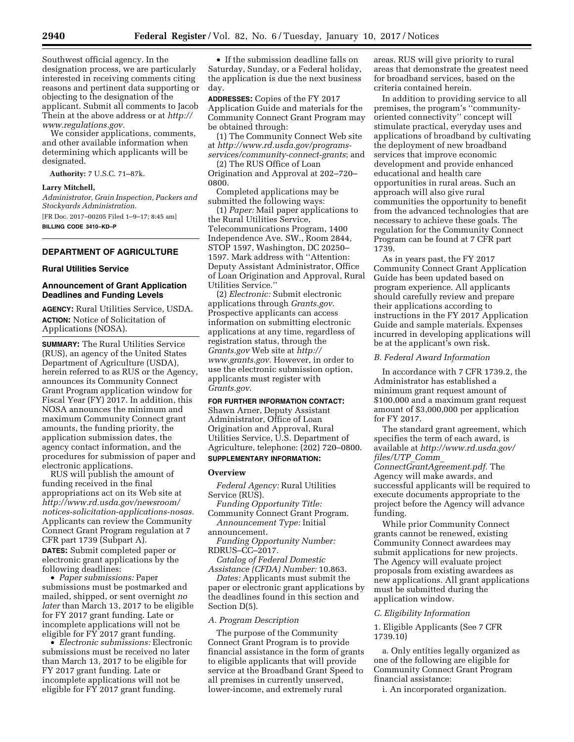Southwest official agency. In the designation process, we are particularly interested in receiving comments citing reasons and pertinent data supporting or objecting to the designation of the applicant. Submit all comments to Jacob Thein at the above address or at *http://www.regulations.gov.*

We consider applications, comments, and other available information when determining which applicants will be designated.

**Authority:** 7 U.S.C. 71–87k.

**Larry Mitchell,**

*Administrator, Grain Inspection, Packers and Stockyards Administration.*

[FR Doc. 2017–00205 Filed 1–9–17; 8:45 am]

**BILLING CODE 3410–KD–P**

---

## DEPARTMENT OF AGRICULTURE

### Rural Utilities Service

### Announcement of Grant Application Deadlines and Funding Levels

**AGENCY:** Rural Utilities Service, USDA.

**ACTION:** Notice of Solicitation of Applications (NOSA).

**SUMMARY:** The Rural Utilities Service (RUS), an agency of the United States Department of Agriculture (USDA), herein referred to as RUS or the Agency, announces its Community Connect Grant Program application window for Fiscal Year (FY) 2017. In addition, this NOSA announces the minimum and maximum Community Connect grant amounts, the funding priority, the application submission dates, the agency contact information, and the procedures for submission of paper and electronic applications.

RUS will publish the amount of funding received in the final appropriations act on its Web site at *http://www.rd.usda.gov/newsroom/notices-solicitation-applications-nosas.* Applicants can review the Community Connect Grant Program regulation at 7 CFR part 1739 (Subpart A).

**DATES:** Submit completed paper or electronic grant applications by the following deadlines:

- *Paper submissions:* Paper submissions must be postmarked and mailed, shipped, or sent overnight *no later* than March 13, 2017 to be eligible for FY 2017 grant funding. Late or incomplete applications will not be eligible for FY 2017 grant funding.
- *Electronic submissions:* Electronic submissions must be received no later than March 13, 2017 to be eligible for FY 2017 grant funding. Late or incomplete applications will not be eligible for FY 2017 grant funding.
- If the submission deadline falls on Saturday, Sunday, or a Federal holiday, the application is due the next business day.

**ADDRESSES:** Copies of the FY 2017 Application Guide and materials for the Community Connect Grant Program may be obtained through:

(1) The Community Connect Web site at *http://www.rd.usda.gov/programs-services/community-connect-grants*; and

(2) The RUS Office of Loan Origination and Approval at 202–720–0800.

Completed applications may be submitted the following ways:

(1) *Paper:* Mail paper applications to the Rural Utilities Service, Telecommunications Program, 1400 Independence Ave. SW., Room 2844, STOP 1597, Washington, DC 20250–1597. Mark address with "Attention: Deputy Assistant Administrator, Office of Loan Origination and Approval, Rural Utilities Service."

(2) *Electronic:* Submit electronic applications through *Grants.gov*. Prospective applicants can access information on submitting electronic applications at any time, regardless of registration status, through the *Grants.gov* Web site at *http://www.grants.gov.* However, in order to use the electronic submission option, applicants must register with *Grants.gov*.

**FOR FURTHER INFORMATION CONTACT:** Shawn Arner, Deputy Assistant Administrator, Office of Loan Origination and Approval, Rural Utilities Service, U.S. Department of Agriculture, telephone: (202) 720–0800.

**SUPPLEMENTARY INFORMATION:**

#### Overview

*Federal Agency:* Rural Utilities Service (RUS).

*Funding Opportunity Title:* Community Connect Grant Program.

*Announcement Type:* Initial announcement.

*Funding Opportunity Number:* RDRUS–CC–2017.

*Catalog of Federal Domestic Assistance (CFDA) Number:* 10.863.

*Dates:* Applicants must submit the paper or electronic grant applications by the deadlines found in this section and Section D(5).

#### *A. Program Description*

The purpose of the Community Connect Grant Program is to provide financial assistance in the form of grants to eligible applicants that will provide service at the Broadband Grant Speed to all premises in currently unserved, lower-income, and extremely rural areas. RUS will give priority to rural areas that demonstrate the greatest need for broadband services, based on the criteria contained herein.

In addition to providing service to all premises, the program's "community-oriented connectivity" concept will stimulate practical, everyday uses and applications of broadband by cultivating the deployment of new broadband services that improve economic development and provide enhanced educational and health care opportunities in rural areas. Such an approach will also give rural communities the opportunity to benefit from the advanced technologies that are necessary to achieve these goals. The regulation for the Community Connect Program can be found at 7 CFR part 1739.

As in years past, the FY 2017 Community Connect Grant Application Guide has been updated based on program experience. All applicants should carefully review and prepare their applications according to instructions in the FY 2017 Application Guide and sample materials. Expenses incurred in developing applications will be at the applicant's own risk.

#### *B. Federal Award Information*

In accordance with 7 CFR 1739.2, the Administrator has established a minimum grant request amount of $100,000 and a maximum grant request amount of $3,000,000 per application for FY 2017.

The standard grant agreement, which specifies the term of each award, is available at *http://www.rd.usda.gov/files/UTP_Comm_ConnectGrantAgreement.pdf.* The Agency will make awards, and successful applicants will be required to execute documents appropriate to the project before the Agency will advance funding.

While prior Community Connect grants cannot be renewed, existing Community Connect awardees may submit applications for new projects. The Agency will evaluate project proposals from existing awardees as new applications. All grant applications must be submitted during the application window.

#### *C. Eligibility Information*

1. Eligible Applicants (See 7 CFR 1739.10)

a. Only entities legally organized as one of the following are eligible for Community Connect Grant Program financial assistance:

i. An incorporated organization.